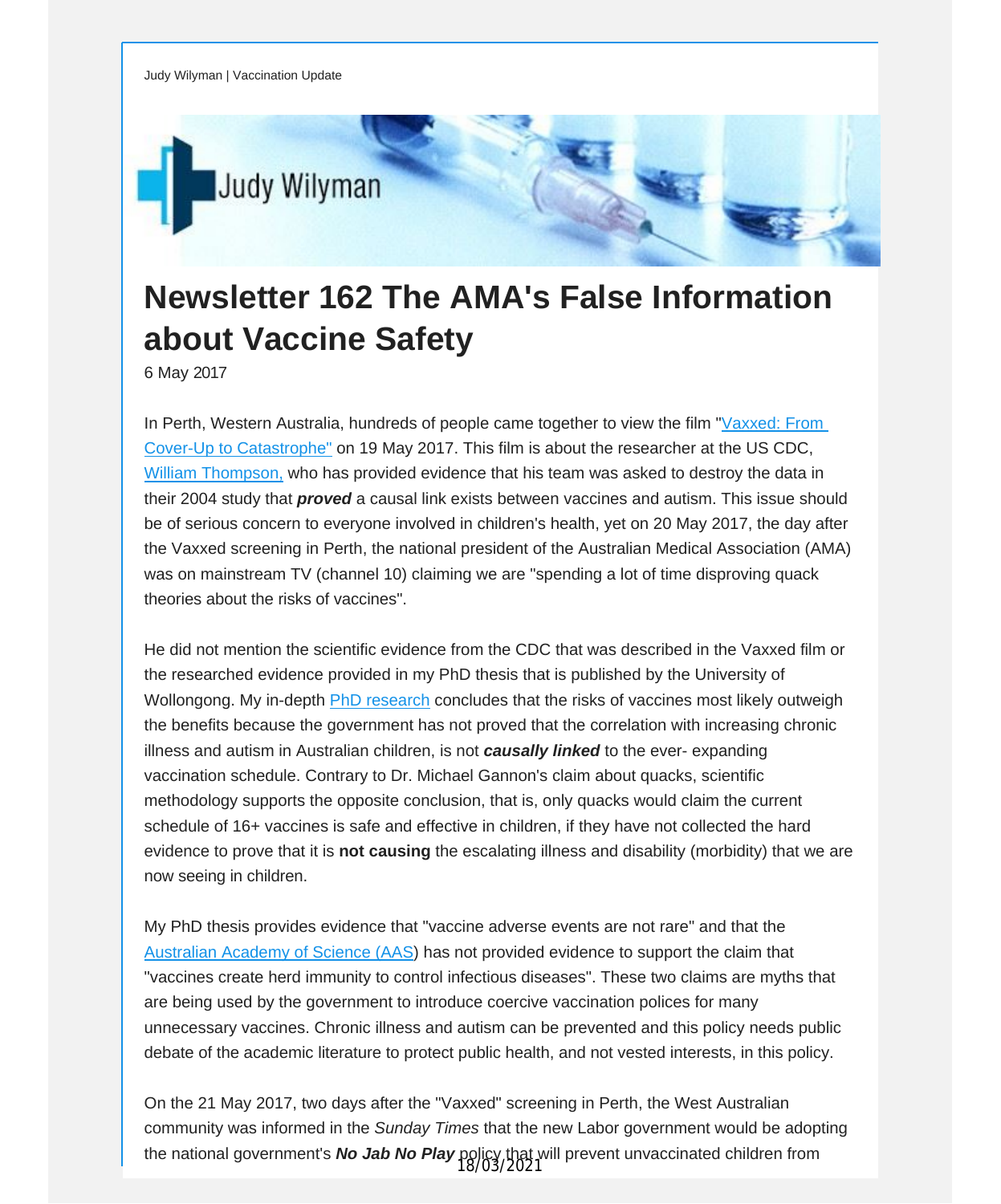Judy Wilyman | Vaccination Update

# Newsletter 162 The AMA's False Information about Vaccine Safety

6 May 2017

In Perth, Western Australia, hundreds of people came together to view the film "Vaxxed: From Cover-Up to Catastrophe" on 19 May 2017. This film is about the researcher at the US CDC, William Thompson, who has provided evidence that his team was asked to destroy the data in their 2004 study that ***proved*** a causal link exists between vaccines and autism. This issue should be of serious concern to everyone involved in children's health, yet on 20 May 2017, the day after the Vaxxed screening in Perth, the national president of the Australian Medical Association (AMA) was on mainstream TV (channel 10) claiming we are "spending a lot of time disproving quack theories about the risks of vaccines".

He did not mention the scientific evidence from the CDC that was described in the Vaxxed film or the researched evidence provided in my PhD thesis that is published by the University of Wollongong. My in-depth PhD research concludes that the risks of vaccines most likely outweigh the benefits because the government has not proved that the correlation with increasing chronic illness and autism in Australian children, is not ***causally linked*** to the ever- expanding vaccination schedule. Contrary to Dr. Michael Gannon's claim about quacks, scientific methodology supports the opposite conclusion, that is, only quacks would claim the current schedule of 16+ vaccines is safe and effective in children, if they have not collected the hard evidence to prove that it is **not causing** the escalating illness and disability (morbidity) that we are now seeing in children.

My PhD thesis provides evidence that "vaccine adverse events are not rare" and that the Australian Academy of Science (AAS) has not provided evidence to support the claim that "vaccines create herd immunity to control infectious diseases". These two claims are myths that are being used by the government to introduce coercive vaccination polices for many unnecessary vaccines. Chronic illness and autism can be prevented and this policy needs public debate of the academic literature to protect public health, and not vested interests, in this policy.

On the 21 May 2017, two days after the "Vaxxed" screening in Perth, the West Australian community was informed in the *Sunday Times* that the new Labor government would be adopting the national government's ***No Jab No Play*** policy that will prevent unvaccinated children from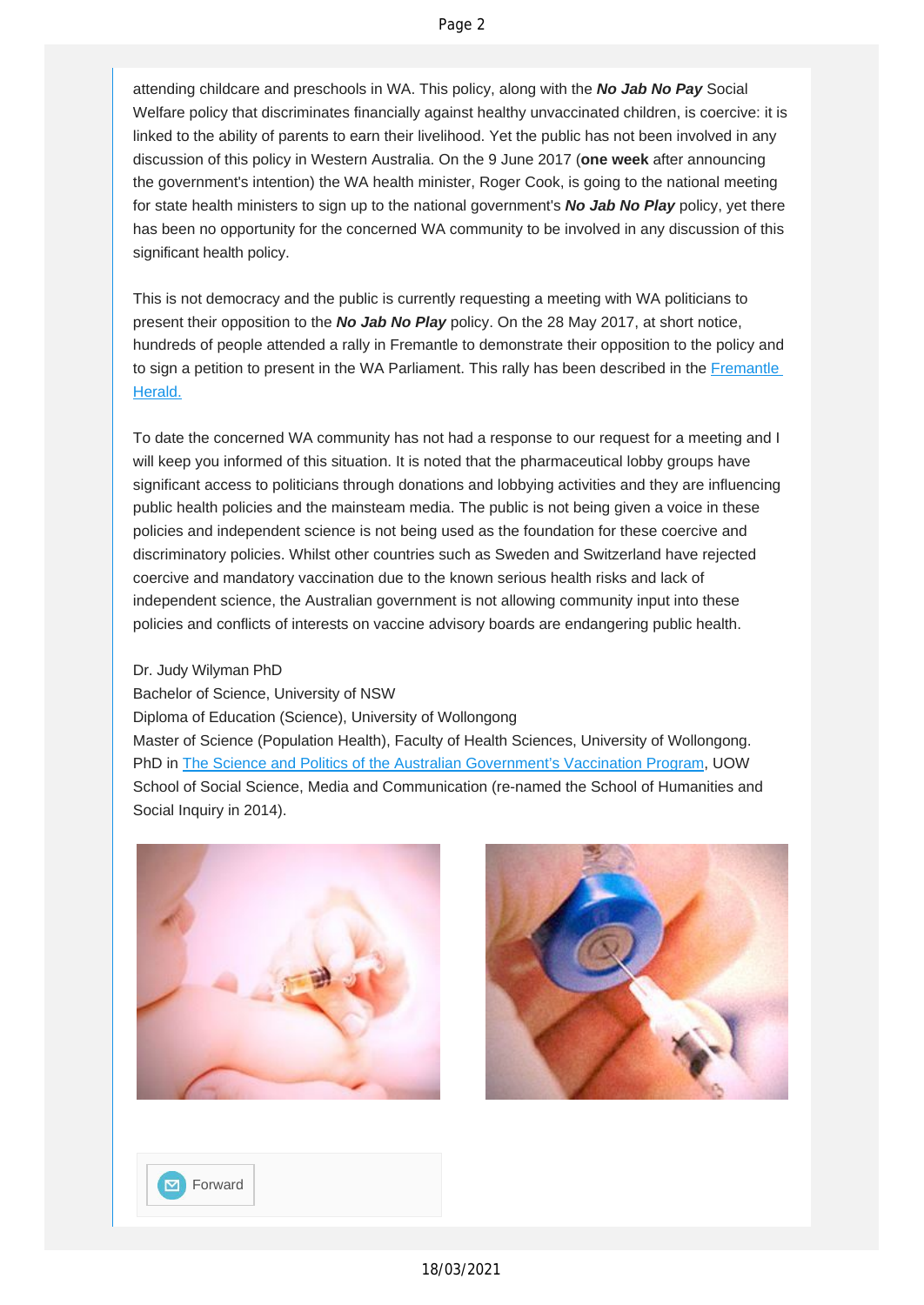attending childcare and preschools in WA. This policy, along with the ***No Jab No Pay*** Social Welfare policy that discriminates financially against healthy unvaccinated children, is coercive: it is linked to the ability of parents to earn their livelihood. Yet the public has not been involved in any discussion of this policy in Western Australia. On the 9 June 2017 (**one week** after announcing the government's intention) the WA health minister, Roger Cook, is going to the national meeting for state health ministers to sign up to the national government's ***No Jab No Play*** policy, yet there has been no opportunity for the concerned WA community to be involved in any discussion of this significant health policy.

This is not democracy and the public is currently requesting a meeting with WA politicians to present their opposition to the ***No Jab No Play*** policy. On the 28 May 2017, at short notice, hundreds of people attended a rally in Fremantle to demonstrate their opposition to the policy and to sign a petition to present in the WA Parliament. This rally has been described in the Fremantle Herald.

To date the concerned WA community has not had a response to our request for a meeting and I will keep you informed of this situation. It is noted that the pharmaceutical lobby groups have significant access to politicians through donations and lobbying activities and they are influencing public health policies and the mainsteam media. The public is not being given a voice in these policies and independent science is not being used as the foundation for these coercive and discriminatory policies. Whilst other countries such as Sweden and Switzerland have rejected coercive and mandatory vaccination due to the known serious health risks and lack of independent science, the Australian government is not allowing community input into these policies and conflicts of interests on vaccine advisory boards are endangering public health.

Dr. Judy Wilyman PhD
Bachelor of Science, University of NSW
Diploma of Education (Science), University of Wollongong
Master of Science (Population Health), Faculty of Health Sciences, University of Wollongong.
PhD in The Science and Politics of the Australian Government's Vaccination Program, UOW School of Social Science, Media and Communication (re-named the School of Humanities and Social Inquiry in 2014).

Forward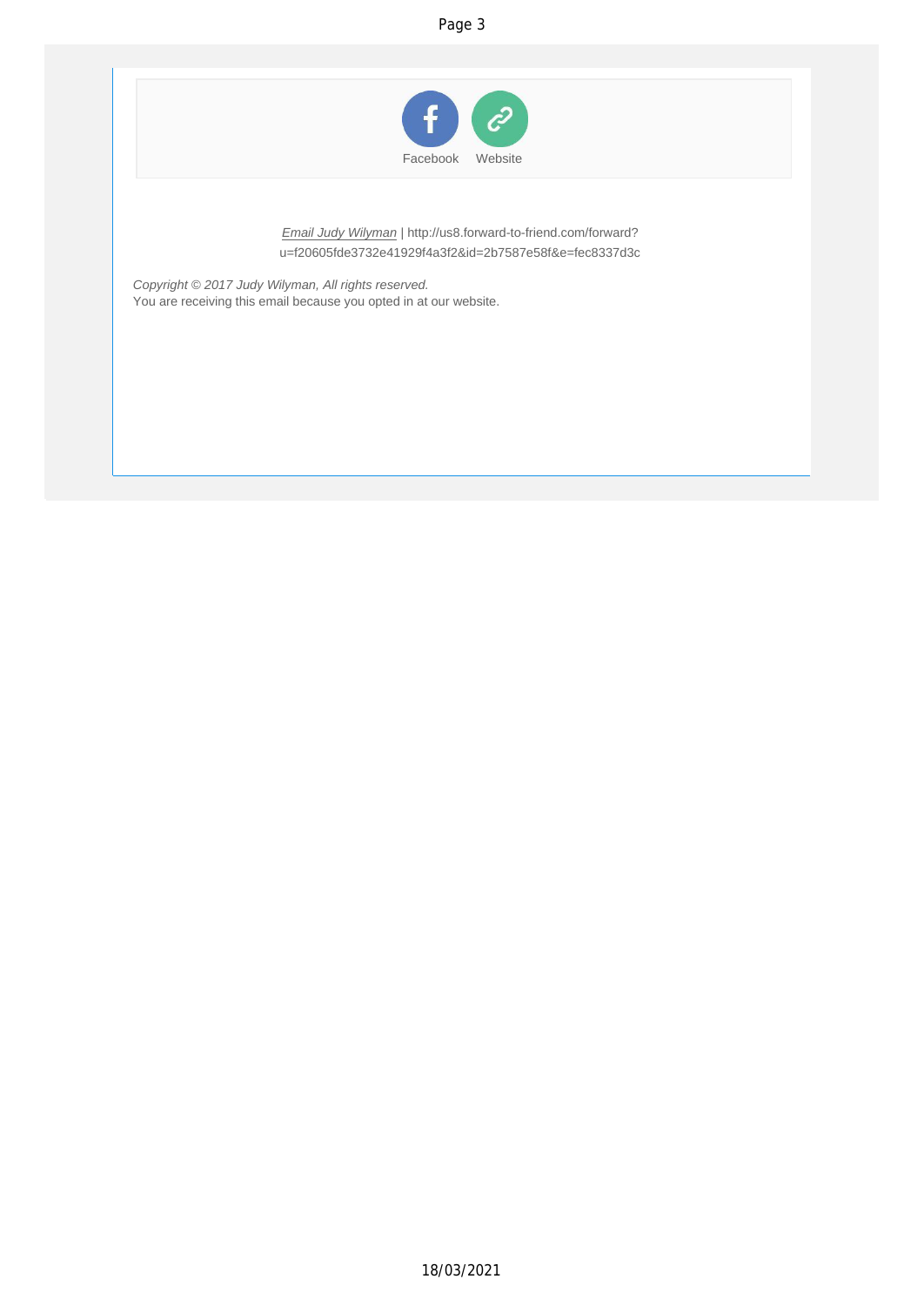Facebook Website

*Email Judy Wilyman* | http://us8.forward-to-friend.com/forward?u=f20605fde3732e41929f4a3f2&id=2b7587e58f&e=fec8337d3c

*Copyright © 2017 Judy Wilyman, All rights reserved.*
You are receiving this email because you opted in at our website.